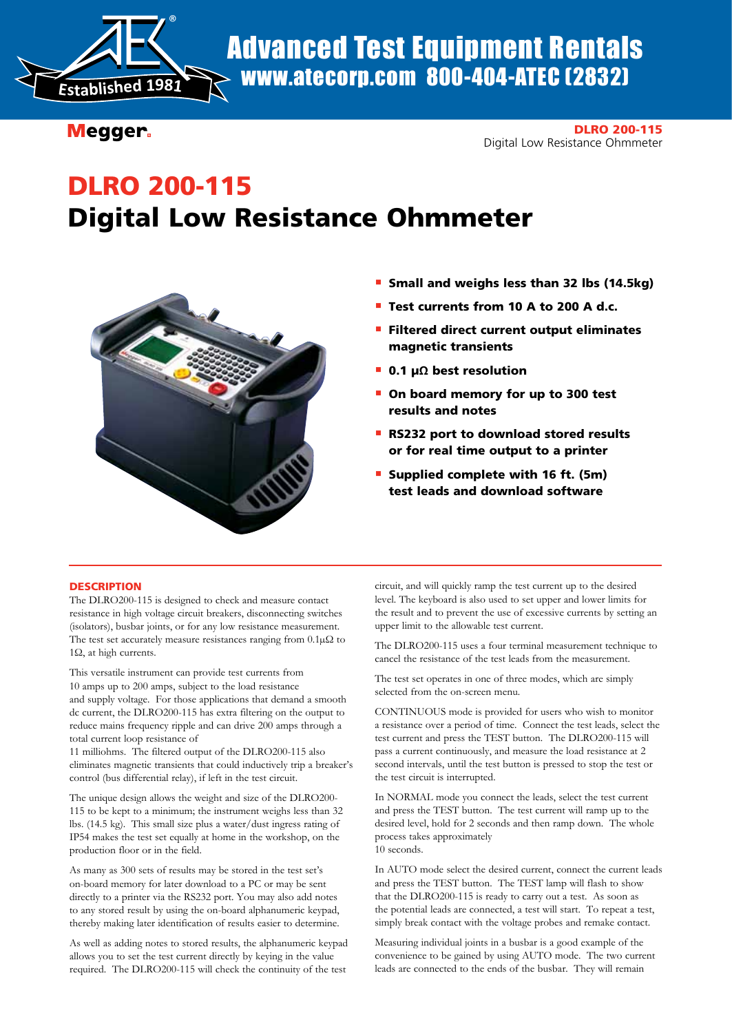# Advanced Test Equipment Rentals

**www.atecorp.com 800-404-ATEC (2832)**

Megger

**DLRO 200-115**
Digital Low Resistance Ohmmeter

# DLRO 200-115
# Digital Low Resistance Ohmmeter

- **Small and weighs less than 32 lbs (14.5kg)**
- **Test currents from 10 A to 200 A d.c.**
- **Filtered direct current output eliminates magnetic transients**
- **0.1 µΩ best resolution**
- **On board memory for up to 300 test results and notes**
- **RS232 port to download stored results or for real time output to a printer**
- **Supplied complete with 16 ft. (5m) test leads and download software**

## DESCRIPTION

The DLRO200-115 is designed to check and measure contact resistance in high voltage circuit breakers, disconnecting switches (isolators), busbar joints, or for any low resistance measurement. The test set accurately measure resistances ranging from 0.1µΩ to 1Ω, at high currents.

This versatile instrument can provide test currents from 10 amps up to 200 amps, subject to the load resistance and supply voltage. For those applications that demand a smooth dc current, the DLRO200-115 has extra filtering on the output to reduce mains frequency ripple and can drive 200 amps through a total current loop resistance of 11 milliohms. The filtered output of the DLRO200-115 also eliminates magnetic transients that could inductively trip a breaker's control (bus differential relay), if left in the test circuit.

The unique design allows the weight and size of the DLRO200-115 to be kept to a minimum; the instrument weighs less than 32 lbs. (14.5 kg). This small size plus a water/dust ingress rating of IP54 makes the test set equally at home in the workshop, on the production floor or in the field.

As many as 300 sets of results may be stored in the test set's on-board memory for later download to a PC or may be sent directly to a printer via the RS232 port. You may also add notes to any stored result by using the on-board alphanumeric keypad, thereby making later identification of results easier to determine.

As well as adding notes to stored results, the alphanumeric keypad allows you to set the test current directly by keying in the value required. The DLRO200-115 will check the continuity of the test circuit, and will quickly ramp the test current up to the desired level. The keyboard is also used to set upper and lower limits for the result and to prevent the use of excessive currents by setting an upper limit to the allowable test current.

The DLRO200-115 uses a four terminal measurement technique to cancel the resistance of the test leads from the measurement.

The test set operates in one of three modes, which are simply selected from the on-screen menu.

CONTINUOUS mode is provided for users who wish to monitor a resistance over a period of time. Connect the test leads, select the test current and press the TEST button. The DLRO200-115 will pass a current continuously, and measure the load resistance at 2 second intervals, until the test button is pressed to stop the test or the test circuit is interrupted.

In NORMAL mode you connect the leads, select the test current and press the TEST button. The test current will ramp up to the desired level, hold for 2 seconds and then ramp down. The whole process takes approximately 10 seconds.

In AUTO mode select the desired current, connect the current leads and press the TEST button. The TEST lamp will flash to show that the DLRO200-115 is ready to carry out a test. As soon as the potential leads are connected, a test will start. To repeat a test, simply break contact with the voltage probes and remake contact.

Measuring individual joints in a busbar is a good example of the convenience to be gained by using AUTO mode. The two current leads are connected to the ends of the busbar. They will remain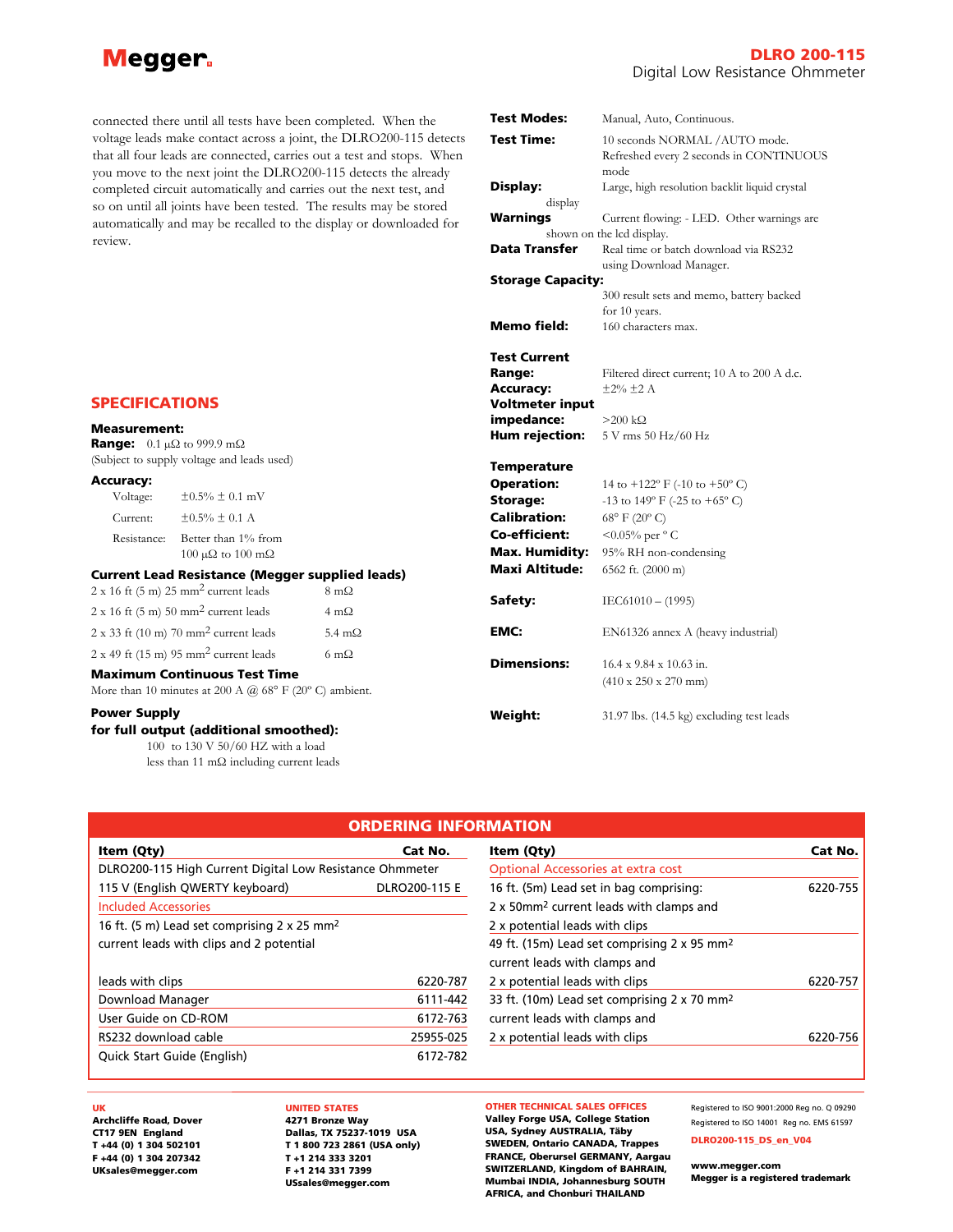connected there until all tests have been completed. When the voltage leads make contact across a joint, the DLRO200-115 detects that all four leads are connected, carries out a test and stops. When you move to the next joint the DLRO200-115 detects the already completed circuit automatically and carries out the next test, and so on until all joints have been tested. The results may be stored automatically and may be recalled to the display or downloaded for review.

## SPECIFICATIONS

**Measurement:**

**Range:** 0.1 µΩ to 999.9 mΩ
(Subject to supply voltage and leads used)

**Accuracy:**

| | |
|---|---|
| Voltage: | ±0.5% ± 0.1 mV |
| Current: | ±0.5% ± 0.1 A |
| Resistance: | Better than 1% from 100 µΩ to 100 mΩ |

**Current Lead Resistance (Megger supplied leads)**

| | |
|---|---|
| 2 x 16 ft (5 m) 25 mm$^2$ current leads | 8 mΩ |
| 2 x 16 ft (5 m) 50 mm$^2$ current leads | 4 mΩ |
| 2 x 33 ft (10 m) 70 mm$^2$ current leads | 5.4 mΩ |
| 2 x 49 ft (15 m) 95 mm$^2$ current leads | 6 mΩ |

**Maximum Continuous Test Time**
More than 10 minutes at 200 A @ 68° F (20° C) ambient.

**Power Supply for full output (additional smoothed):**
100 to 130 V 50/60 HZ with a load less than 11 mΩ including current leads

**Test Modes:** Manual, Auto, Continuous.

**Test Time:** 10 seconds NORMAL /AUTO mode. Refreshed every 2 seconds in CONTINUOUS mode

**Display:** Large, high resolution backlit liquid crystal display

**Warnings** Current flowing: - LED. Other warnings are shown on the lcd display.

**Data Transfer** Real time or batch download via RS232 using Download Manager.

**Storage Capacity:** 300 result sets and memo, battery backed for 10 years.

**Memo field:** 160 characters max.

**Test Current**
**Range:** Filtered direct current; 10 A to 200 A d.c.
**Accuracy:** ±2% ±2 A
**Voltmeter input impedance:** >200 kΩ
**Hum rejection:** 5 V rms 50 Hz/60 Hz

**Temperature**
**Operation:** 14 to +122º F (-10 to +50º C)
**Storage:** -13 to 149º F (-25 to +65º C)
**Calibration:** 68° F (20º C)
**Co-efficient:** <0.05% per º C
**Max. Humidity:** 95% RH non-condensing
**Maxi Altitude:** 6562 ft. (2000 m)

**Safety:** IEC61010 – (1995)

**EMC:** EN61326 annex A (heavy industrial)

**Dimensions:** 16.4 x 9.84 x 10.63 in. (410 x 250 x 270 mm)

**Weight:** 31.97 lbs. (14.5 kg) excluding test leads

## ORDERING INFORMATION

| Item (Qty) | Cat No. |
|---|---|
| DLRO200-115 High Current Digital Low Resistance Ohmmeter | |
| 115 V (English QWERTY keyboard) | DLRO200-115 E |
| Included Accessories | |
| 16 ft. (5 m) Lead set comprising 2 x 25 mm$^2$ current leads with clips and 2 potential leads with clips | 6220-787 |
| Download Manager | 6111-442 |
| User Guide on CD-ROM | 6172-763 |
| RS232 download cable | 25955-025 |
| Quick Start Guide (English) | 6172-782 |

| Item (Qty) | Cat No. |
|---|---|
| Optional Accessories at extra cost | |
| 16 ft. (5m) Lead set in bag comprising: 2 x 50mm$^2$ current leads with clamps and 2 x potential leads with clips | 6220-755 |
| 49 ft. (15m) Lead set comprising 2 x 95 mm$^2$ current leads with clamps and 2 x potential leads with clips | 6220-757 |
| 33 ft. (10m) Lead set comprising 2 x 70 mm$^2$ current leads with clamps and 2 x potential leads with clips | 6220-756 |

**UK**
**Archcliffe Road, Dover**
**CT17 9EN England**
**T +44 (0) 1 304 502101**
**F +44 (0) 1 304 207342**
**UKsales@megger.com**

**UNITED STATES**
**4271 Bronze Way**
**Dallas, TX 75237-1019 USA**
**T 1 800 723 2861 (USA only)**
**T +1 214 333 3201**
**F +1 214 331 7399**
**USsales@megger.com**

**OTHER TECHNICAL SALES OFFICES**
**Valley Forge USA, College Station USA, Sydney AUSTRALIA, Täby SWEDEN, Ontario CANADA, Trappes FRANCE, Oberursel GERMANY, Aargau SWITZERLAND, Kingdom of BAHRAIN, Mumbai INDIA, Johannesburg SOUTH AFRICA, and Chonburi THAILAND**

Registered to ISO 9001:2000 Reg no. Q 09290
Registered to ISO 14001 Reg no. EMS 61597

**DLRO200-115_DS_en_V04**

**www.megger.com**
**Megger is a registered trademark**